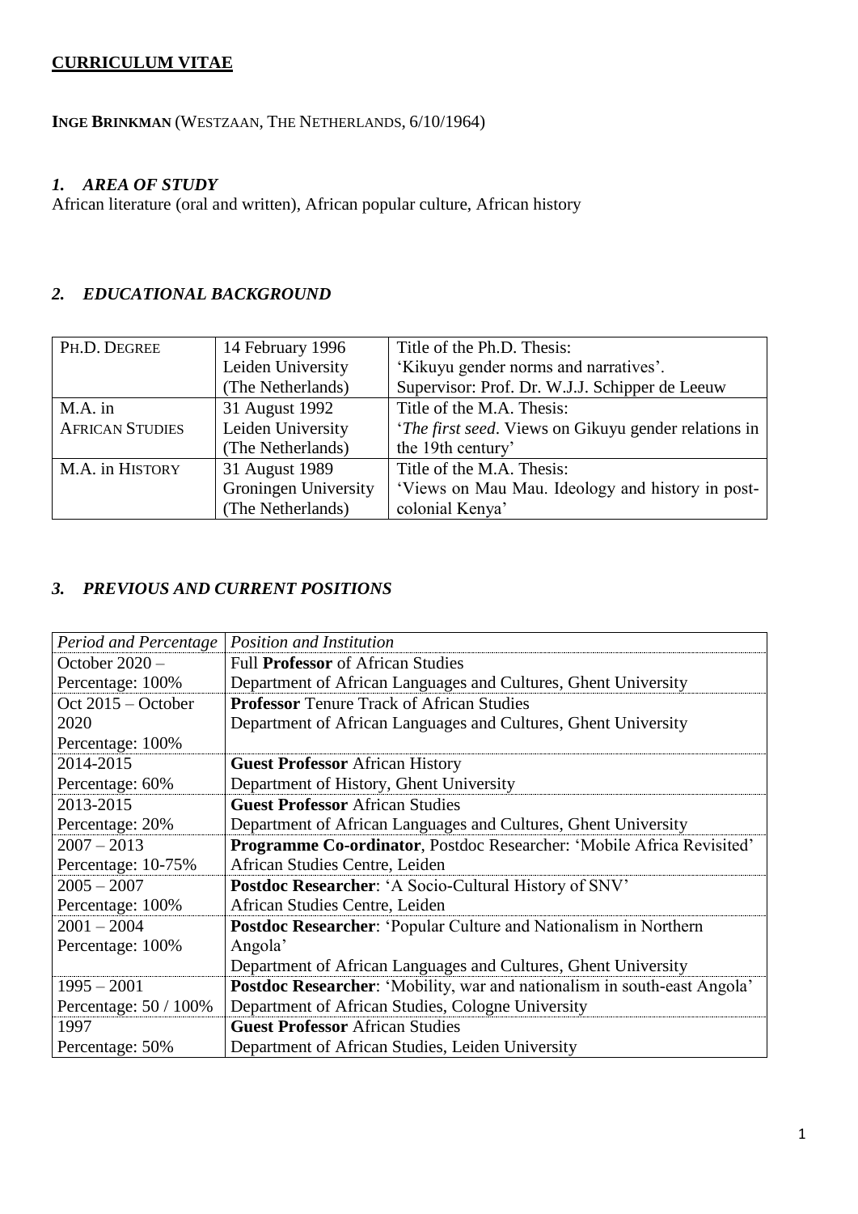## **CURRICULUM VITAE**

**INGE BRINKMAN** (WESTZAAN, THE NETHERLANDS, 6/10/1964)

### *1. AREA OF STUDY*

African literature (oral and written), African popular culture, African history

### *2. EDUCATIONAL BACKGROUND*

| | | |
|---|---|---|
| PH.D. DEGREE | 14 February 1996<br>Leiden University<br>(The Netherlands) | Title of the Ph.D. Thesis:<br>'Kikuyu gender norms and narratives'.<br>Supervisor: Prof. Dr. W.J.J. Schipper de Leeuw |
| M.A. in AFRICAN STUDIES | 31 August 1992<br>Leiden University<br>(The Netherlands) | Title of the M.A. Thesis:<br>'*The first seed*. Views on Gikuyu gender relations in the 19th century' |
| M.A. in HISTORY | 31 August 1989<br>Groningen University<br>(The Netherlands) | Title of the M.A. Thesis:<br>'Views on Mau Mau. Ideology and history in post-colonial Kenya' |

### *3. PREVIOUS AND CURRENT POSITIONS*

| *Period and Percentage* | *Position and Institution* |
|---|---|
| October 2020 –<br>Percentage: 100% | Full **Professor** of African Studies<br>Department of African Languages and Cultures, Ghent University |
| Oct 2015 – October 2020<br>Percentage: 100% | **Professor** Tenure Track of African Studies<br>Department of African Languages and Cultures, Ghent University |
| 2014-2015<br>Percentage: 60% | **Guest Professor** African History<br>Department of History, Ghent University |
| 2013-2015<br>Percentage: 20% | **Guest Professor** African Studies<br>Department of African Languages and Cultures, Ghent University |
| 2007 – 2013<br>Percentage: 10-75% | **Programme Co-ordinator**, Postdoc Researcher: 'Mobile Africa Revisited'<br>African Studies Centre, Leiden |
| 2005 – 2007<br>Percentage: 100% | **Postdoc Researcher**: 'A Socio-Cultural History of SNV'<br>African Studies Centre, Leiden |
| 2001 – 2004<br>Percentage: 100% | **Postdoc Researcher**: 'Popular Culture and Nationalism in Northern Angola'<br>Department of African Languages and Cultures, Ghent University |
| 1995 – 2001<br>Percentage: 50 / 100% | **Postdoc Researcher**: 'Mobility, war and nationalism in south-east Angola'<br>Department of African Studies, Cologne University |
| 1997<br>Percentage: 50% | **Guest Professor** African Studies<br>Department of African Studies, Leiden University |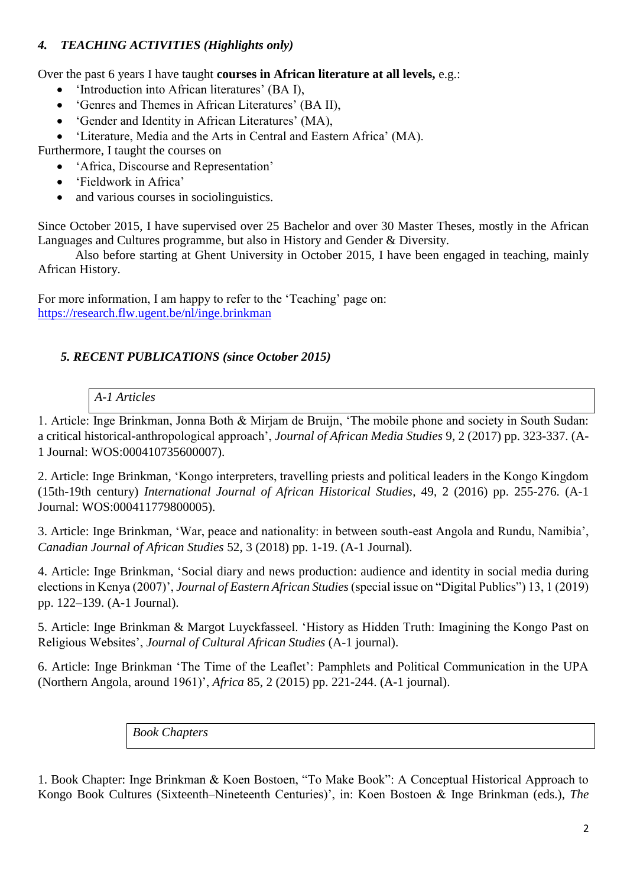## *4. TEACHING ACTIVITIES (Highlights only)*

Over the past 6 years I have taught **courses in African literature at all levels,** e.g.:

- 'Introduction into African literatures' (BA I),
- 'Genres and Themes in African Literatures' (BA II),
- 'Gender and Identity in African Literatures' (MA),
- 'Literature, Media and the Arts in Central and Eastern Africa' (MA).

Furthermore, I taught the courses on

- 'Africa, Discourse and Representation'
- 'Fieldwork in Africa'
- and various courses in sociolinguistics.

Since October 2015, I have supervised over 25 Bachelor and over 30 Master Theses, mostly in the African Languages and Cultures programme, but also in History and Gender & Diversity.

Also before starting at Ghent University in October 2015, I have been engaged in teaching, mainly African History.

For more information, I am happy to refer to the 'Teaching' page on:
https://research.flw.ugent.be/nl/inge.brinkman

## *5. RECENT PUBLICATIONS (since October 2015)*

### *A-1 Articles*

1. Article: Inge Brinkman, Jonna Both & Mirjam de Bruijn, 'The mobile phone and society in South Sudan: a critical historical-anthropological approach', *Journal of African Media Studies* 9, 2 (2017) pp. 323-337. (A-1 Journal: WOS:000410735600007).

2. Article: Inge Brinkman, 'Kongo interpreters, travelling priests and political leaders in the Kongo Kingdom (15th-19th century) *International Journal of African Historical Studies*, 49, 2 (2016) pp. 255-276. (A-1 Journal: WOS:000411779800005).

3. Article: Inge Brinkman, 'War, peace and nationality: in between south-east Angola and Rundu, Namibia', *Canadian Journal of African Studies* 52, 3 (2018) pp. 1-19. (A-1 Journal).

4. Article: Inge Brinkman, 'Social diary and news production: audience and identity in social media during elections in Kenya (2007)', *Journal of Eastern African Studies* (special issue on "Digital Publics") 13, 1 (2019) pp. 122–139. (A-1 Journal).

5. Article: Inge Brinkman & Margot Luyckfasseel. 'History as Hidden Truth: Imagining the Kongo Past on Religious Websites', *Journal of Cultural African Studies* (A-1 journal).

6. Article: Inge Brinkman 'The Time of the Leaflet': Pamphlets and Political Communication in the UPA (Northern Angola, around 1961)', *Africa* 85, 2 (2015) pp. 221-244. (A-1 journal).

### *Book Chapters*

1. Book Chapter: Inge Brinkman & Koen Bostoen, "To Make Book": A Conceptual Historical Approach to Kongo Book Cultures (Sixteenth–Nineteenth Centuries)', in: Koen Bostoen & Inge Brinkman (eds.), *The*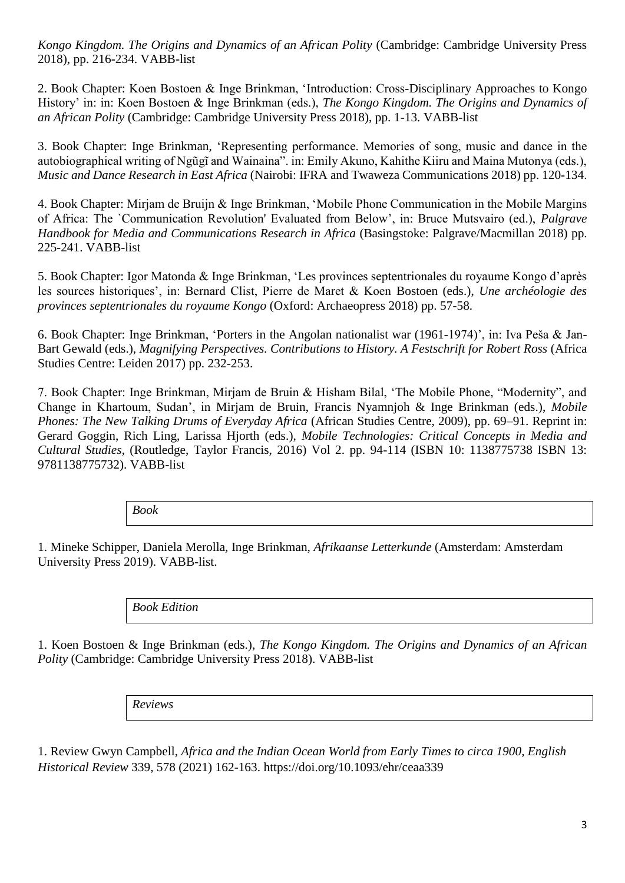*Kongo Kingdom. The Origins and Dynamics of an African Polity* (Cambridge: Cambridge University Press 2018), pp. 216-234. VABB-list

2. Book Chapter: Koen Bostoen & Inge Brinkman, 'Introduction: Cross-Disciplinary Approaches to Kongo History' in: in: Koen Bostoen & Inge Brinkman (eds.), *The Kongo Kingdom. The Origins and Dynamics of an African Polity* (Cambridge: Cambridge University Press 2018), pp. 1-13. VABB-list

3. Book Chapter: Inge Brinkman, 'Representing performance. Memories of song, music and dance in the autobiographical writing of Ngũgĩ and Wainaina". in: Emily Akuno, Kahithe Kiiru and Maina Mutonya (eds.), *Music and Dance Research in East Africa* (Nairobi: IFRA and Twaweza Communications 2018) pp. 120-134.

4. Book Chapter: Mirjam de Bruijn & Inge Brinkman, 'Mobile Phone Communication in the Mobile Margins of Africa: The `Communication Revolution' Evaluated from Below', in: Bruce Mutsvairo (ed.), *Palgrave Handbook for Media and Communications Research in Africa* (Basingstoke: Palgrave/Macmillan 2018) pp. 225-241. VABB-list

5. Book Chapter: Igor Matonda & Inge Brinkman, 'Les provinces septentrionales du royaume Kongo d'après les sources historiques', in: Bernard Clist, Pierre de Maret & Koen Bostoen (eds.), *Une archéologie des provinces septentrionales du royaume Kongo* (Oxford: Archaeopress 2018) pp. 57-58.

6. Book Chapter: Inge Brinkman, 'Porters in the Angolan nationalist war (1961-1974)', in: Iva Peša & Jan-Bart Gewald (eds.), *Magnifying Perspectives. Contributions to History. A Festschrift for Robert Ross* (Africa Studies Centre: Leiden 2017) pp. 232-253.

7. Book Chapter: Inge Brinkman, Mirjam de Bruin & Hisham Bilal, 'The Mobile Phone, "Modernity", and Change in Khartoum, Sudan', in Mirjam de Bruin, Francis Nyamnjoh & Inge Brinkman (eds.), *Mobile Phones: The New Talking Drums of Everyday Africa* (African Studies Centre, 2009), pp. 69–91. Reprint in: Gerard Goggin, Rich Ling, Larissa Hjorth (eds.), *Mobile Technologies: Critical Concepts in Media and Cultural Studies*, (Routledge, Taylor Francis, 2016) Vol 2. pp. 94-114 (ISBN 10: 1138775738 ISBN 13: 9781138775732). VABB-list

*Book*

1. Mineke Schipper, Daniela Merolla, Inge Brinkman, *Afrikaanse Letterkunde* (Amsterdam: Amsterdam University Press 2019). VABB-list.

*Book Edition*

1. Koen Bostoen & Inge Brinkman (eds.), *The Kongo Kingdom. The Origins and Dynamics of an African Polity* (Cambridge: Cambridge University Press 2018). VABB-list

*Reviews*

1. Review Gwyn Campbell, *Africa and the Indian Ocean World from Early Times to circa 1900, English Historical Review* 339, 578 (2021) 162-163. https://doi.org/10.1093/ehr/ceaa339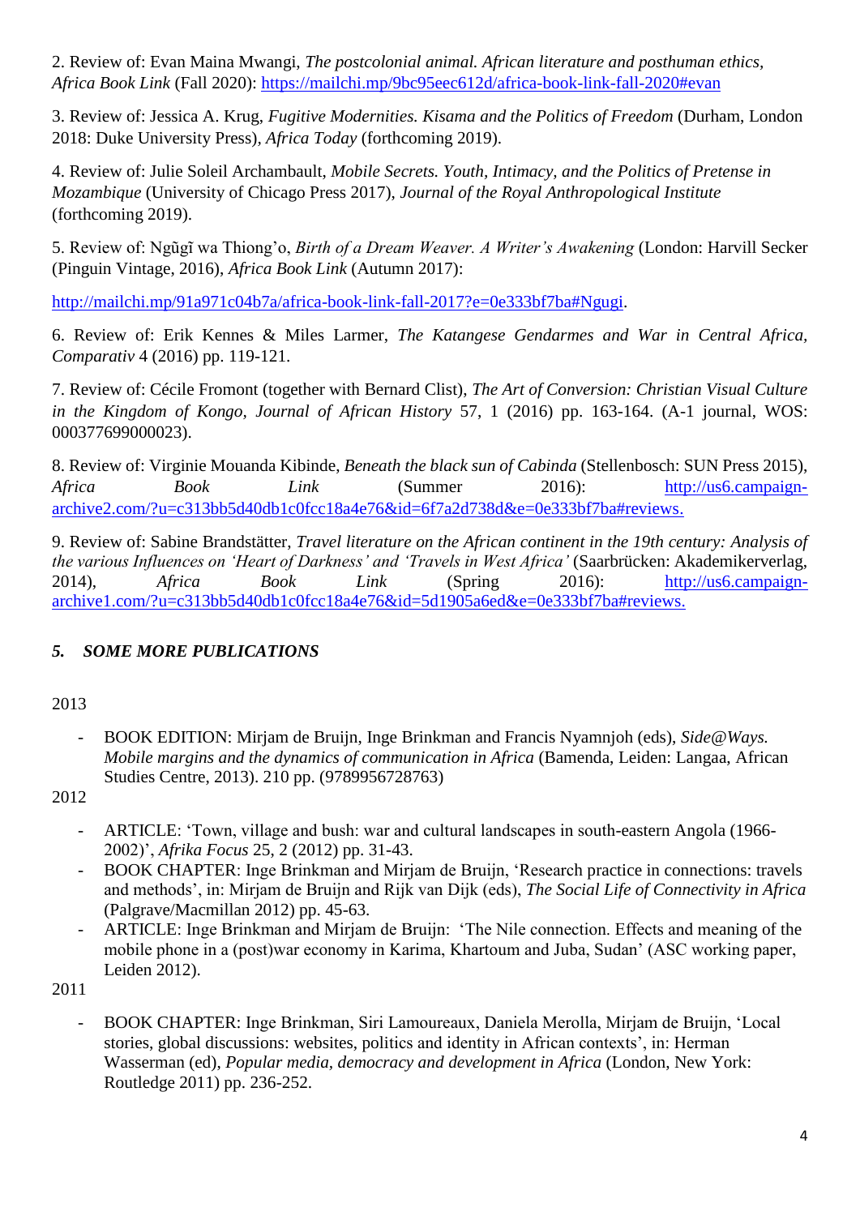2. Review of: Evan Maina Mwangi, *The postcolonial animal. African literature and posthuman ethics*, *Africa Book Link* (Fall 2020): https://mailchi.mp/9bc95eec612d/africa-book-link-fall-2020#evan

3. Review of: Jessica A. Krug, *Fugitive Modernities. Kisama and the Politics of Freedom* (Durham, London 2018: Duke University Press), *Africa Today* (forthcoming 2019).

4. Review of: Julie Soleil Archambault, *Mobile Secrets. Youth, Intimacy, and the Politics of Pretense in Mozambique* (University of Chicago Press 2017), *Journal of the Royal Anthropological Institute* (forthcoming 2019).

5. Review of: Ngũgĩ wa Thiong'o, *Birth of a Dream Weaver. A Writer's Awakening* (London: Harvill Secker (Pinguin Vintage, 2016), *Africa Book Link* (Autumn 2017):

http://mailchi.mp/91a971c04b7a/africa-book-link-fall-2017?e=0e333bf7ba#Ngugi.

6. Review of: Erik Kennes & Miles Larmer, *The Katangese Gendarmes and War in Central Africa*, *Comparativ* 4 (2016) pp. 119-121.

7. Review of: Cécile Fromont (together with Bernard Clist), *The Art of Conversion: Christian Visual Culture in the Kingdom of Kongo*, *Journal of African History* 57, 1 (2016) pp. 163-164. (A-1 journal, WOS: 000377699000023).

8. Review of: Virginie Mouanda Kibinde, *Beneath the black sun of Cabinda* (Stellenbosch: SUN Press 2015), *Africa Book Link* (Summer 2016): http://us6.campaign-archive2.com/?u=c313bb5d40db1c0fcc18a4e76&id=6f7a2d738d&e=0e333bf7ba#reviews.

9. Review of: Sabine Brandstätter, *Travel literature on the African continent in the 19th century: Analysis of the various Influences on 'Heart of Darkness' and 'Travels in West Africa'* (Saarbrücken: Akademikerverlag, 2014), *Africa Book Link* (Spring 2016): http://us6.campaign-archive1.com/?u=c313bb5d40db1c0fcc18a4e76&id=5d1905a6ed&e=0e333bf7ba#reviews.

### *5. SOME MORE PUBLICATIONS*

2013

- BOOK EDITION: Mirjam de Bruijn, Inge Brinkman and Francis Nyamnjoh (eds), *Side@Ways. Mobile margins and the dynamics of communication in Africa* (Bamenda, Leiden: Langaa, African Studies Centre, 2013). 210 pp. (9789956728763)

2012

- ARTICLE: 'Town, village and bush: war and cultural landscapes in south-eastern Angola (1966-2002)', *Afrika Focus* 25, 2 (2012) pp. 31-43.
- BOOK CHAPTER: Inge Brinkman and Mirjam de Bruijn, 'Research practice in connections: travels and methods', in: Mirjam de Bruijn and Rijk van Dijk (eds), *The Social Life of Connectivity in Africa* (Palgrave/Macmillan 2012) pp. 45-63.
- ARTICLE: Inge Brinkman and Mirjam de Bruijn: 'The Nile connection. Effects and meaning of the mobile phone in a (post)war economy in Karima, Khartoum and Juba, Sudan' (ASC working paper, Leiden 2012).

2011

- BOOK CHAPTER: Inge Brinkman, Siri Lamoureaux, Daniela Merolla, Mirjam de Bruijn, 'Local stories, global discussions: websites, politics and identity in African contexts', in: Herman Wasserman (ed), *Popular media, democracy and development in Africa* (London, New York: Routledge 2011) pp. 236-252.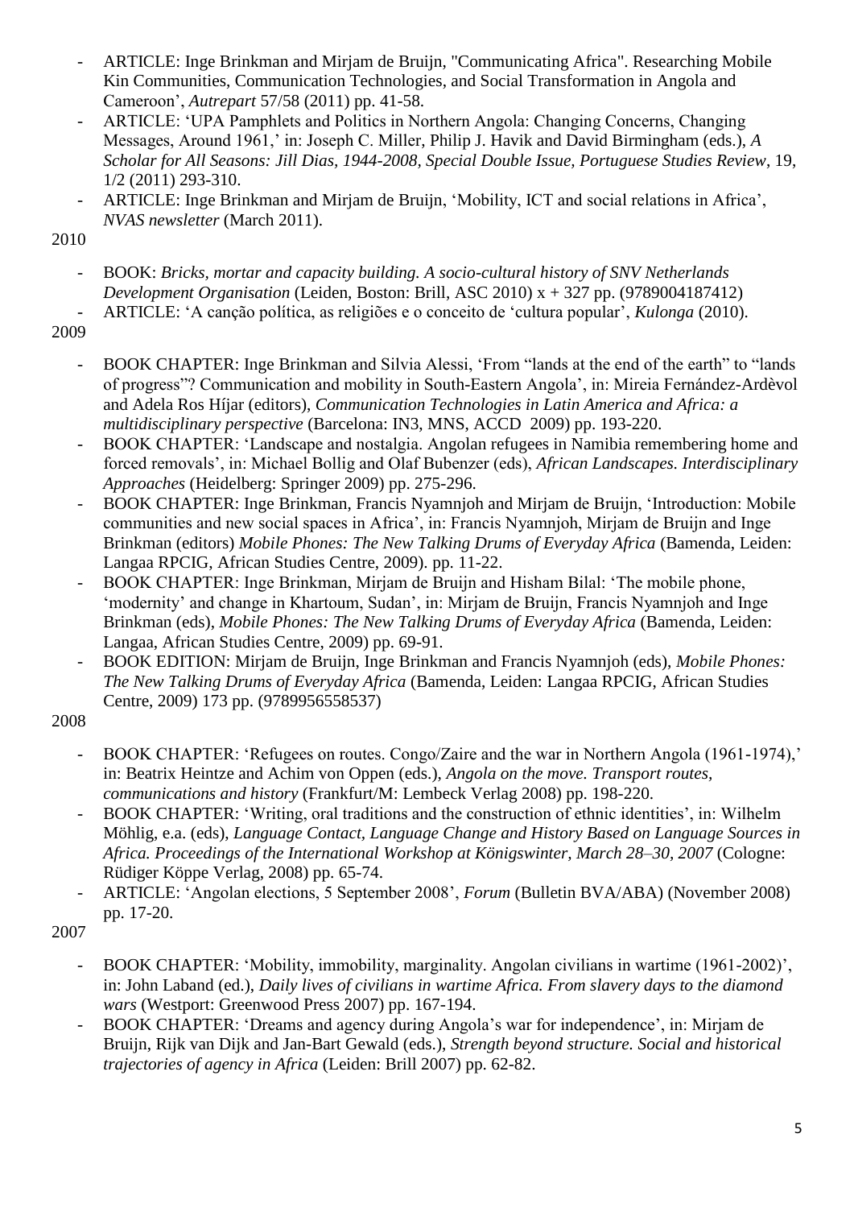- ARTICLE: Inge Brinkman and Mirjam de Bruijn, "Communicating Africa". Researching Mobile Kin Communities, Communication Technologies, and Social Transformation in Angola and Cameroon', *Autrepart* 57/58 (2011) pp. 41-58.
- ARTICLE: 'UPA Pamphlets and Politics in Northern Angola: Changing Concerns, Changing Messages, Around 1961,' in: Joseph C. Miller, Philip J. Havik and David Birmingham (eds.), *A Scholar for All Seasons: Jill Dias, 1944-2008, Special Double Issue, Portuguese Studies Review*, 19, 1/2 (2011) 293-310.
- ARTICLE: Inge Brinkman and Mirjam de Bruijn, 'Mobility, ICT and social relations in Africa', *NVAS newsletter* (March 2011).

2010

- BOOK: *Bricks, mortar and capacity building. A socio-cultural history of SNV Netherlands Development Organisation* (Leiden, Boston: Brill, ASC 2010) x + 327 pp. (9789004187412)
- ARTICLE: 'A canção política, as religiões e o conceito de 'cultura popular', *Kulonga* (2010).

2009

- BOOK CHAPTER: Inge Brinkman and Silvia Alessi, 'From "lands at the end of the earth" to "lands of progress"? Communication and mobility in South-Eastern Angola', in: Mireia Fernández-Ardèvol and Adela Ros Híjar (editors), *Communication Technologies in Latin America and Africa: a multidisciplinary perspective* (Barcelona: IN3, MNS, ACCD 2009) pp. 193-220.
- BOOK CHAPTER: 'Landscape and nostalgia. Angolan refugees in Namibia remembering home and forced removals', in: Michael Bollig and Olaf Bubenzer (eds), *African Landscapes. Interdisciplinary Approaches* (Heidelberg: Springer 2009) pp. 275-296.
- BOOK CHAPTER: Inge Brinkman, Francis Nyamnjoh and Mirjam de Bruijn, 'Introduction: Mobile communities and new social spaces in Africa', in: Francis Nyamnjoh, Mirjam de Bruijn and Inge Brinkman (editors) *Mobile Phones: The New Talking Drums of Everyday Africa* (Bamenda, Leiden: Langaa RPCIG, African Studies Centre, 2009). pp. 11-22.
- BOOK CHAPTER: Inge Brinkman, Mirjam de Bruijn and Hisham Bilal: 'The mobile phone, 'modernity' and change in Khartoum, Sudan', in: Mirjam de Bruijn, Francis Nyamjoh and Inge Brinkman (eds), *Mobile Phones: The New Talking Drums of Everyday Africa* (Bamenda, Leiden: Langaa, African Studies Centre, 2009) pp. 69-91.
- BOOK EDITION: Mirjam de Bruijn, Inge Brinkman and Francis Nyamnjoh (eds), *Mobile Phones: The New Talking Drums of Everyday Africa* (Bamenda, Leiden: Langaa RPCIG, African Studies Centre, 2009) 173 pp. (9789956558537)

2008

- BOOK CHAPTER: 'Refugees on routes. Congo/Zaire and the war in Northern Angola (1961-1974),' in: Beatrix Heintze and Achim von Oppen (eds.), *Angola on the move. Transport routes, communications and history* (Frankfurt/M: Lembeck Verlag 2008) pp. 198-220.
- BOOK CHAPTER: 'Writing, oral traditions and the construction of ethnic identities', in: Wilhelm Möhlig, e.a. (eds), *Language Contact, Language Change and History Based on Language Sources in Africa. Proceedings of the International Workshop at Königswinter, March 28–30, 2007* (Cologne: Rüdiger Köppe Verlag, 2008) pp. 65-74.
- ARTICLE: 'Angolan elections, 5 September 2008', *Forum* (Bulletin BVA/ABA) (November 2008) pp. 17-20.

2007

- BOOK CHAPTER: 'Mobility, immobility, marginality. Angolan civilians in wartime (1961-2002)', in: John Laband (ed.), *Daily lives of civilians in wartime Africa. From slavery days to the diamond wars* (Westport: Greenwood Press 2007) pp. 167-194.
- BOOK CHAPTER: 'Dreams and agency during Angola's war for independence', in: Mirjam de Bruijn, Rijk van Dijk and Jan-Bart Gewald (eds.), *Strength beyond structure. Social and historical trajectories of agency in Africa* (Leiden: Brill 2007) pp. 62-82.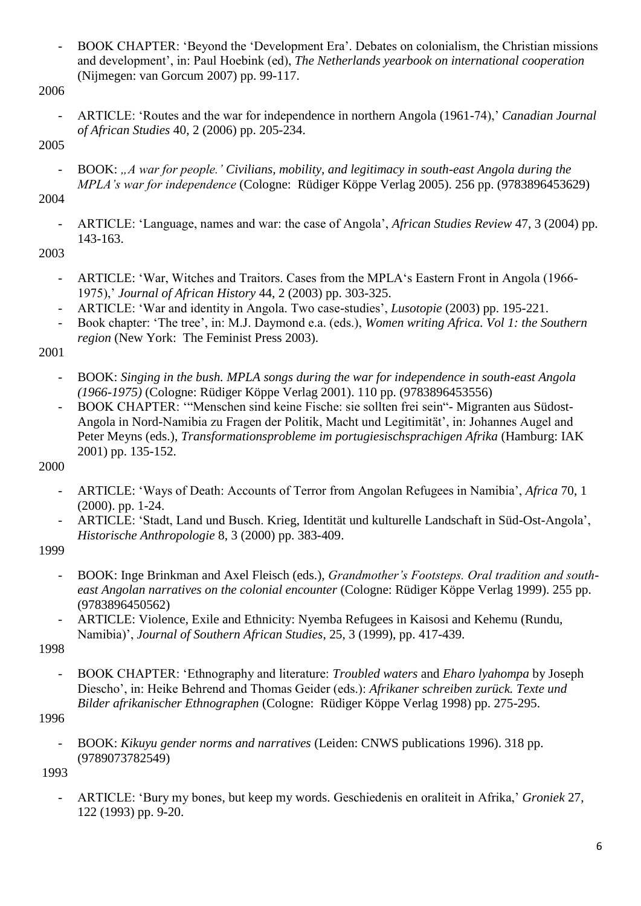- BOOK CHAPTER: 'Beyond the 'Development Era'. Debates on colonialism, the Christian missions and development', in: Paul Hoebink (ed), *The Netherlands yearbook on international cooperation* (Nijmegen: van Gorcum 2007) pp. 99-117.

2006

- ARTICLE: 'Routes and the war for independence in northern Angola (1961-74),' *Canadian Journal of African Studies* 40, 2 (2006) pp. 205-234.

2005

- BOOK: *„A war for people.' Civilians, mobility, and legitimacy in south-east Angola during the MPLA's war for independence* (Cologne: Rüdiger Köppe Verlag 2005). 256 pp. (9783896453629)

2004

- ARTICLE: 'Language, names and war: the case of Angola', *African Studies Review* 47, 3 (2004) pp. 143-163.

2003

- ARTICLE: 'War, Witches and Traitors. Cases from the MPLA's Eastern Front in Angola (1966-1975),' *Journal of African History* 44, 2 (2003) pp. 303-325.
- ARTICLE: 'War and identity in Angola. Two case-studies', *Lusotopie* (2003) pp. 195-221.
- Book chapter: 'The tree', in: M.J. Daymond e.a. (eds.), *Women writing Africa. Vol 1: the Southern region* (New York: The Feminist Press 2003).

2001

- BOOK: *Singing in the bush. MPLA songs during the war for independence in south-east Angola (1966-1975)* (Cologne: Rüdiger Köppe Verlag 2001). 110 pp. (9783896453556)
- BOOK CHAPTER: '"Menschen sind keine Fische: sie sollten frei sein"- Migranten aus Südost-Angola in Nord-Namibia zu Fragen der Politik, Macht und Legitimität', in: Johannes Augel and Peter Meyns (eds.), *Transformationsprobleme im portugiesischsprachigen Afrika* (Hamburg: IAK 2001) pp. 135-152.

2000

- ARTICLE: 'Ways of Death: Accounts of Terror from Angolan Refugees in Namibia', *Africa* 70, 1 (2000). pp. 1-24.
- ARTICLE: 'Stadt, Land und Busch. Krieg, Identität und kulturelle Landschaft in Süd-Ost-Angola', *Historische Anthropologie* 8, 3 (2000) pp. 383-409.

1999

- BOOK: Inge Brinkman and Axel Fleisch (eds.), *Grandmother's Footsteps. Oral tradition and south-east Angolan narratives on the colonial encounter* (Cologne: Rüdiger Köppe Verlag 1999). 255 pp. (9783896450562)
- ARTICLE: Violence, Exile and Ethnicity: Nyemba Refugees in Kaisosi and Kehemu (Rundu, Namibia)', *Journal of Southern African Studies*, 25, 3 (1999), pp. 417-439.

1998

- BOOK CHAPTER: 'Ethnography and literature: *Troubled waters* and *Eharo lyahompa* by Joseph Diescho', in: Heike Behrend and Thomas Geider (eds.): *Afrikaner schreiben zurück. Texte und Bilder afrikanischer Ethnographen* (Cologne: Rüdiger Köppe Verlag 1998) pp. 275-295.

1996

- BOOK: *Kikuyu gender norms and narratives* (Leiden: CNWS publications 1996). 318 pp. (9789073782549)

1993

- ARTICLE: 'Bury my bones, but keep my words. Geschiedenis en oraliteit in Afrika,' *Groniek* 27, 122 (1993) pp. 9-20.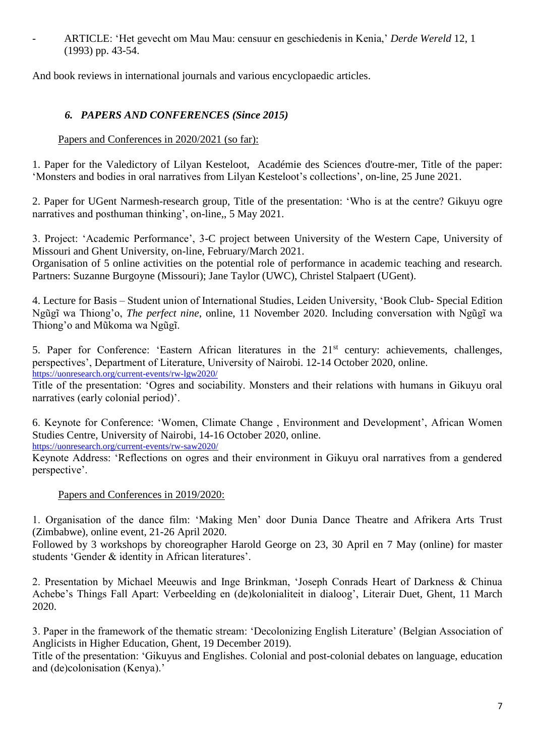- ARTICLE: 'Het gevecht om Mau Mau: censuur en geschiedenis in Kenia,' *Derde Wereld* 12, 1 (1993) pp. 43-54.

And book reviews in international journals and various encyclopaedic articles.

### *6. PAPERS AND CONFERENCES (Since 2015)*

Papers and Conferences in 2020/2021 (so far):

1. Paper for the Valedictory of Lilyan Kesteloot, Académie des Sciences d'outre-mer, Title of the paper: 'Monsters and bodies in oral narratives from Lilyan Kesteloot's collections', on-line, 25 June 2021.

2. Paper for UGent Narmesh-research group, Title of the presentation: 'Who is at the centre? Gikuyu ogre narratives and posthuman thinking', on-line,, 5 May 2021.

3. Project: 'Academic Performance', 3-C project between University of the Western Cape, University of Missouri and Ghent University, on-line, February/March 2021.
Organisation of 5 online activities on the potential role of performance in academic teaching and research. Partners: Suzanne Burgoyne (Missouri); Jane Taylor (UWC), Christel Stalpaert (UGent).

4. Lecture for Basis – Student union of International Studies, Leiden University, 'Book Club- Special Edition Ngũgĩ wa Thiong'o, *The perfect nine*, online, 11 November 2020. Including conversation with Ngũgĩ wa Thiong'o and Mũkoma wa Ngũgĩ.

5. Paper for Conference: 'Eastern African literatures in the 21st century: achievements, challenges, perspectives', Department of Literature, University of Nairobi. 12-14 October 2020, online.
https://uonresearch.org/current-events/rw-lgw2020/
Title of the presentation: 'Ogres and sociability. Monsters and their relations with humans in Gikuyu oral narratives (early colonial period)'.

6. Keynote for Conference: 'Women, Climate Change , Environment and Development', African Women Studies Centre, University of Nairobi, 14-16 October 2020, online.
https://uonresearch.org/current-events/rw-saw2020/
Keynote Address: 'Reflections on ogres and their environment in Gikuyu oral narratives from a gendered perspective'.

Papers and Conferences in 2019/2020:

1. Organisation of the dance film: 'Making Men' door Dunia Dance Theatre and Afrikera Arts Trust (Zimbabwe), online event, 21-26 April 2020.
Followed by 3 workshops by choreographer Harold George on 23, 30 April en 7 May (online) for master students 'Gender & identity in African literatures'.

2. Presentation by Michael Meeuwis and Inge Brinkman, 'Joseph Conrads Heart of Darkness & Chinua Achebe's Things Fall Apart: Verbeelding en (de)kolonialiteit in dialoog', Literair Duet, Ghent, 11 March 2020.

3. Paper in the framework of the thematic stream: 'Decolonizing English Literature' (Belgian Association of Anglicists in Higher Education, Ghent, 19 December 2019).
Title of the presentation: 'Gikuyus and Englishes. Colonial and post-colonial debates on language, education and (de)colonisation (Kenya).'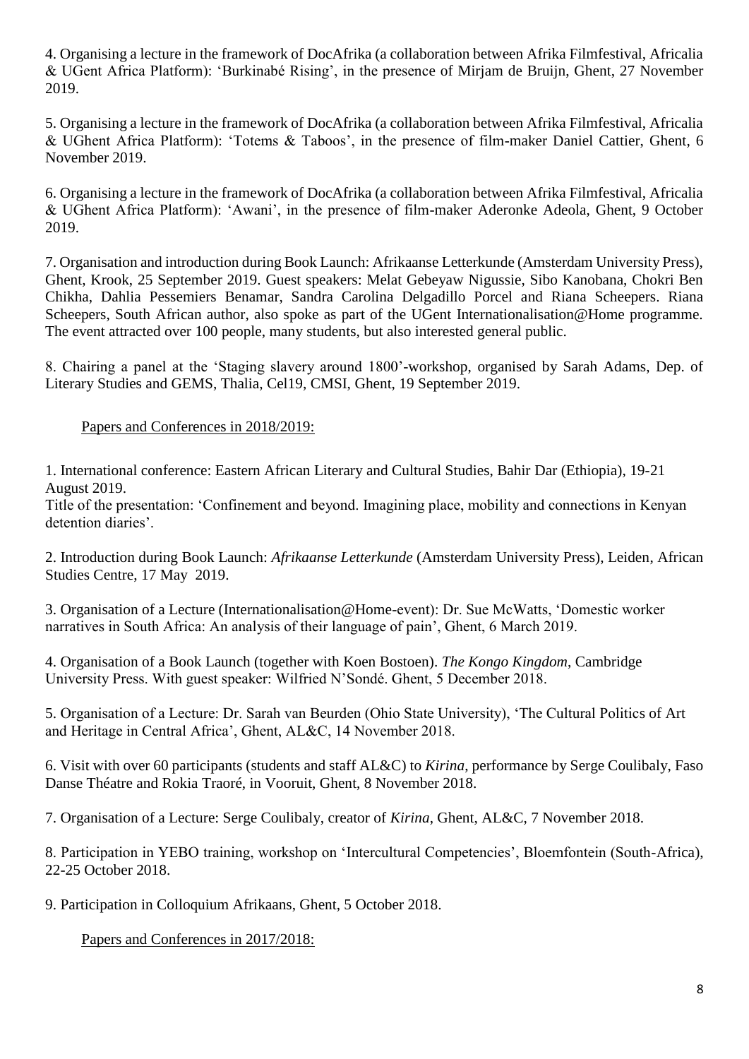4. Organising a lecture in the framework of DocAfrika (a collaboration between Afrika Filmfestival, Africalia & UGent Africa Platform): 'Burkinabé Rising', in the presence of Mirjam de Bruijn, Ghent, 27 November 2019.

5. Organising a lecture in the framework of DocAfrika (a collaboration between Afrika Filmfestival, Africalia & UGhent Africa Platform): 'Totems & Taboos', in the presence of film-maker Daniel Cattier, Ghent, 6 November 2019.

6. Organising a lecture in the framework of DocAfrika (a collaboration between Afrika Filmfestival, Africalia & UGhent Africa Platform): 'Awani', in the presence of film-maker Aderonke Adeola, Ghent, 9 October 2019.

7. Organisation and introduction during Book Launch: Afrikaanse Letterkunde (Amsterdam University Press), Ghent, Krook, 25 September 2019. Guest speakers: Melat Gebeyaw Nigussie, Sibo Kanobana, Chokri Ben Chikha, Dahlia Pessemiers Benamar, Sandra Carolina Delgadillo Porcel and Riana Scheepers. Riana Scheepers, South African author, also spoke as part of the UGent Internationalisation@Home programme. The event attracted over 100 people, many students, but also interested general public.

8. Chairing a panel at the 'Staging slavery around 1800'-workshop, organised by Sarah Adams, Dep. of Literary Studies and GEMS, Thalia, Cel19, CMSI, Ghent, 19 September 2019.

Papers and Conferences in 2018/2019:

1. International conference: Eastern African Literary and Cultural Studies, Bahir Dar (Ethiopia), 19-21 August 2019.
Title of the presentation: 'Confinement and beyond. Imagining place, mobility and connections in Kenyan detention diaries'.

2. Introduction during Book Launch: *Afrikaanse Letterkunde* (Amsterdam University Press), Leiden, African Studies Centre, 17 May 2019.

3. Organisation of a Lecture (Internationalisation@Home-event): Dr. Sue McWatts, 'Domestic worker narratives in South Africa: An analysis of their language of pain', Ghent, 6 March 2019.

4. Organisation of a Book Launch (together with Koen Bostoen). *The Kongo Kingdom*, Cambridge University Press. With guest speaker: Wilfried N'Sondé. Ghent, 5 December 2018.

5. Organisation of a Lecture: Dr. Sarah van Beurden (Ohio State University), 'The Cultural Politics of Art and Heritage in Central Africa', Ghent, AL&C, 14 November 2018.

6. Visit with over 60 participants (students and staff AL&C) to *Kirina*, performance by Serge Coulibaly, Faso Danse Théatre and Rokia Traoré, in Vooruit, Ghent, 8 November 2018.

7. Organisation of a Lecture: Serge Coulibaly, creator of *Kirina*, Ghent, AL&C, 7 November 2018.

8. Participation in YEBO training, workshop on 'Intercultural Competencies', Bloemfontein (South-Africa), 22-25 October 2018.

9. Participation in Colloquium Afrikaans, Ghent, 5 October 2018.

Papers and Conferences in 2017/2018: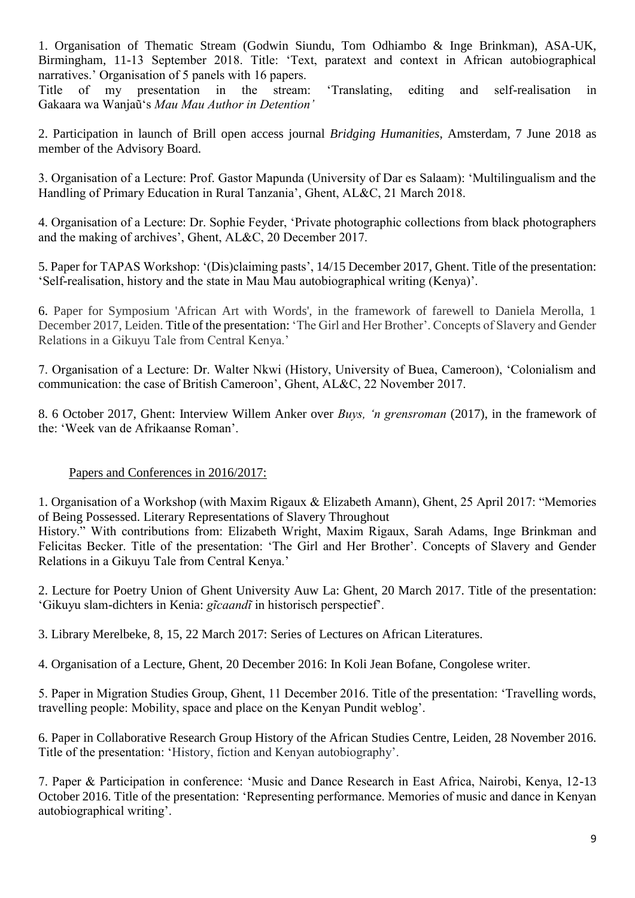1. Organisation of Thematic Stream (Godwin Siundu, Tom Odhiambo & Inge Brinkman), ASA-UK, Birmingham, 11-13 September 2018. Title: 'Text, paratext and context in African autobiographical narratives.' Organisation of 5 panels with 16 papers.
Title of my presentation in the stream: 'Translating, editing and self-realisation in Gakaara wa Wanjaũ's *Mau Mau Author in Detention'*

2. Participation in launch of Brill open access journal *Bridging Humanities*, Amsterdam, 7 June 2018 as member of the Advisory Board.

3. Organisation of a Lecture: Prof. Gastor Mapunda (University of Dar es Salaam): 'Multilingualism and the Handling of Primary Education in Rural Tanzania', Ghent, AL&C, 21 March 2018.

4. Organisation of a Lecture: Dr. Sophie Feyder, 'Private photographic collections from black photographers and the making of archives', Ghent, AL&C, 20 December 2017.

5. Paper for TAPAS Workshop: '(Dis)claiming pasts', 14/15 December 2017, Ghent. Title of the presentation: 'Self-realisation, history and the state in Mau Mau autobiographical writing (Kenya)'.

6. Paper for Symposium 'African Art with Words', in the framework of farewell to Daniela Merolla, 1 December 2017, Leiden. Title of the presentation: 'The Girl and Her Brother'. Concepts of Slavery and Gender Relations in a Gikuyu Tale from Central Kenya.'

7. Organisation of a Lecture: Dr. Walter Nkwi (History, University of Buea, Cameroon), 'Colonialism and communication: the case of British Cameroon', Ghent, AL&C, 22 November 2017.

8. 6 October 2017, Ghent: Interview Willem Anker over *Buys, 'n grensroman* (2017), in the framework of the: 'Week van de Afrikaanse Roman'.

Papers and Conferences in 2016/2017:

1. Organisation of a Workshop (with Maxim Rigaux & Elizabeth Amann), Ghent, 25 April 2017: "Memories of Being Possessed. Literary Representations of Slavery Throughout History." With contributions from: Elizabeth Wright, Maxim Rigaux, Sarah Adams, Inge Brinkman and Felicitas Becker. Title of the presentation: 'The Girl and Her Brother'. Concepts of Slavery and Gender Relations in a Gikuyu Tale from Central Kenya.'

2. Lecture for Poetry Union of Ghent University Auw La: Ghent, 20 March 2017. Title of the presentation: 'Gikuyu slam-dichters in Kenia: *gĩcaandĩ* in historisch perspectief'.

3. Library Merelbeke, 8, 15, 22 March 2017: Series of Lectures on African Literatures.

4. Organisation of a Lecture, Ghent, 20 December 2016: In Koli Jean Bofane, Congolese writer.

5. Paper in Migration Studies Group, Ghent, 11 December 2016. Title of the presentation: 'Travelling words, travelling people: Mobility, space and place on the Kenyan Pundit weblog'.

6. Paper in Collaborative Research Group History of the African Studies Centre, Leiden, 28 November 2016. Title of the presentation: 'History, fiction and Kenyan autobiography'.

7. Paper & Participation in conference: 'Music and Dance Research in East Africa, Nairobi, Kenya, 12-13 October 2016. Title of the presentation: 'Representing performance. Memories of music and dance in Kenyan autobiographical writing'.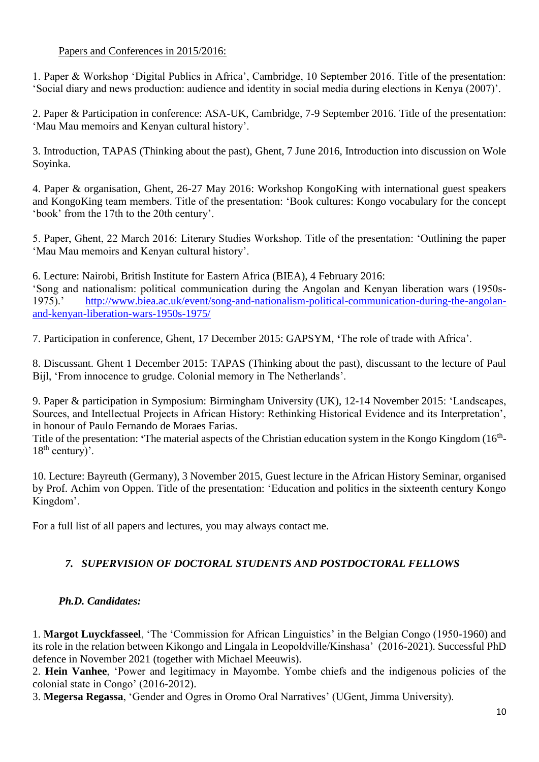Papers and Conferences in 2015/2016:

1. Paper & Workshop 'Digital Publics in Africa', Cambridge, 10 September 2016. Title of the presentation: 'Social diary and news production: audience and identity in social media during elections in Kenya (2007)'.

2. Paper & Participation in conference: ASA-UK, Cambridge, 7-9 September 2016. Title of the presentation: 'Mau Mau memoirs and Kenyan cultural history'.

3. Introduction, TAPAS (Thinking about the past), Ghent, 7 June 2016, Introduction into discussion on Wole Soyinka.

4. Paper & organisation, Ghent, 26-27 May 2016: Workshop KongoKing with international guest speakers and KongoKing team members. Title of the presentation: 'Book cultures: Kongo vocabulary for the concept 'book' from the 17th to the 20th century'.

5. Paper, Ghent, 22 March 2016: Literary Studies Workshop. Title of the presentation: 'Outlining the paper 'Mau Mau memoirs and Kenyan cultural history'.

6. Lecture: Nairobi, British Institute for Eastern Africa (BIEA), 4 February 2016:
'Song and nationalism: political communication during the Angolan and Kenyan liberation wars (1950s-1975).' http://www.biea.ac.uk/event/song-and-nationalism-political-communication-during-the-angolan-and-kenyan-liberation-wars-1950s-1975/

7. Participation in conference, Ghent, 17 December 2015: GAPSYM, **'**The role of trade with Africa'.

8. Discussant. Ghent 1 December 2015: TAPAS (Thinking about the past), discussant to the lecture of Paul Bijl, 'From innocence to grudge. Colonial memory in The Netherlands'.

9. Paper & participation in Symposium: Birmingham University (UK), 12-14 November 2015: 'Landscapes, Sources, and Intellectual Projects in African History: Rethinking Historical Evidence and its Interpretation', in honour of Paulo Fernando de Moraes Farias.
Title of the presentation: **'**The material aspects of the Christian education system in the Kongo Kingdom (16th-18th century)'.

10. Lecture: Bayreuth (Germany), 3 November 2015, Guest lecture in the African History Seminar, organised by Prof. Achim von Oppen. Title of the presentation: 'Education and politics in the sixteenth century Kongo Kingdom'.

For a full list of all papers and lectures, you may always contact me.

## *7. SUPERVISION OF DOCTORAL STUDENTS AND POSTDOCTORAL FELLOWS*

### *Ph.D. Candidates:*

1. **Margot Luyckfasseel**, 'The 'Commission for African Linguistics' in the Belgian Congo (1950-1960) and its role in the relation between Kikongo and Lingala in Leopoldville/Kinshasa' (2016-2021). Successful PhD defence in November 2021 (together with Michael Meeuwis).
2. **Hein Vanhee**, 'Power and legitimacy in Mayombe. Yombe chiefs and the indigenous policies of the colonial state in Congo' (2016-2012).
3. **Megersa Regassa**, 'Gender and Ogres in Oromo Oral Narratives' (UGent, Jimma University).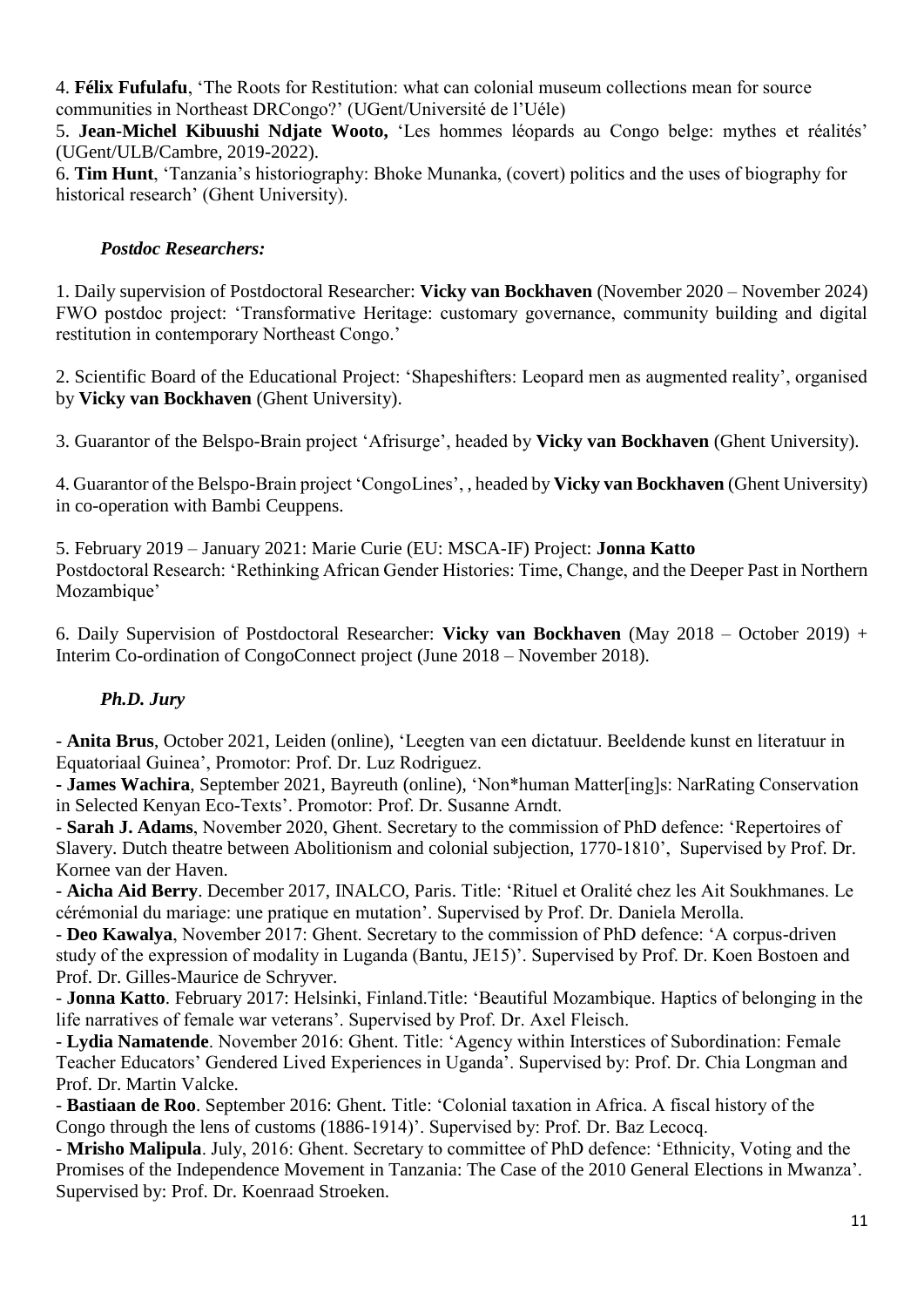4. **Félix Fufulafu**, 'The Roots for Restitution: what can colonial museum collections mean for source communities in Northeast DRCongo?' (UGent/Université de l'Uéle)

5. **Jean-Michel Kibuushi Ndjate Wooto,** 'Les hommes léopards au Congo belge: mythes et réalités' (UGent/ULB/Cambre, 2019-2022).

6. **Tim Hunt**, 'Tanzania's historiography: Bhoke Munanka, (covert) politics and the uses of biography for historical research' (Ghent University).

### *Postdoc Researchers:*

1. Daily supervision of Postdoctoral Researcher: **Vicky van Bockhaven** (November 2020 – November 2024) FWO postdoc project: 'Transformative Heritage: customary governance, community building and digital restitution in contemporary Northeast Congo.'

2. Scientific Board of the Educational Project: 'Shapeshifters: Leopard men as augmented reality', organised by **Vicky van Bockhaven** (Ghent University).

3. Guarantor of the Belspo-Brain project 'Afrisurge', headed by **Vicky van Bockhaven** (Ghent University).

4. Guarantor of the Belspo-Brain project 'CongoLines', , headed by **Vicky van Bockhaven** (Ghent University) in co-operation with Bambi Ceuppens.

5. February 2019 – January 2021: Marie Curie (EU: MSCA-IF) Project: **Jonna Katto**
Postdoctoral Research: 'Rethinking African Gender Histories: Time, Change, and the Deeper Past in Northern Mozambique'

6. Daily Supervision of Postdoctoral Researcher: **Vicky van Bockhaven** (May 2018 – October 2019) + Interim Co-ordination of CongoConnect project (June 2018 – November 2018).

### *Ph.D. Jury*

- **Anita Brus**, October 2021, Leiden (online), 'Leegten van een dictatuur. Beeldende kunst en literatuur in Equatoriaal Guinea', Promotor: Prof. Dr. Luz Rodriguez.
- **James Wachira**, September 2021, Bayreuth (online), 'Non*human Matter[ing]s: NarRating Conservation in Selected Kenyan Eco-Texts'. Promotor: Prof. Dr. Susanne Arndt.
- **Sarah J. Adams**, November 2020, Ghent. Secretary to the commission of PhD defence: 'Repertoires of Slavery. Dutch theatre between Abolitionism and colonial subjection, 1770-1810', Supervised by Prof. Dr. Kornee van der Haven.
- **Aicha Aid Berry**. December 2017, INALCO, Paris. Title: 'Rituel et Oralité chez les Ait Soukhmanes. Le cérémonial du mariage: une pratique en mutation'. Supervised by Prof. Dr. Daniela Merolla.
- **Deo Kawalya**, November 2017: Ghent. Secretary to the commission of PhD defence: 'A corpus-driven study of the expression of modality in Luganda (Bantu, JE15)'. Supervised by Prof. Dr. Koen Bostoen and Prof. Dr. Gilles-Maurice de Schryver.
- **Jonna Katto**. February 2017: Helsinki, Finland.Title: 'Beautiful Mozambique. Haptics of belonging in the life narratives of female war veterans'. Supervised by Prof. Dr. Axel Fleisch.
- **Lydia Namatende**. November 2016: Ghent. Title: 'Agency within Interstices of Subordination: Female Teacher Educators' Gendered Lived Experiences in Uganda'. Supervised by: Prof. Dr. Chia Longman and Prof. Dr. Martin Valcke.
- **Bastiaan de Roo**. September 2016: Ghent. Title: 'Colonial taxation in Africa. A fiscal history of the Congo through the lens of customs (1886-1914)'. Supervised by: Prof. Dr. Baz Lecocq.
- **Mrisho Malipula**. July, 2016: Ghent. Secretary to committee of PhD defence: 'Ethnicity, Voting and the Promises of the Independence Movement in Tanzania: The Case of the 2010 General Elections in Mwanza'. Supervised by: Prof. Dr. Koenraad Stroeken.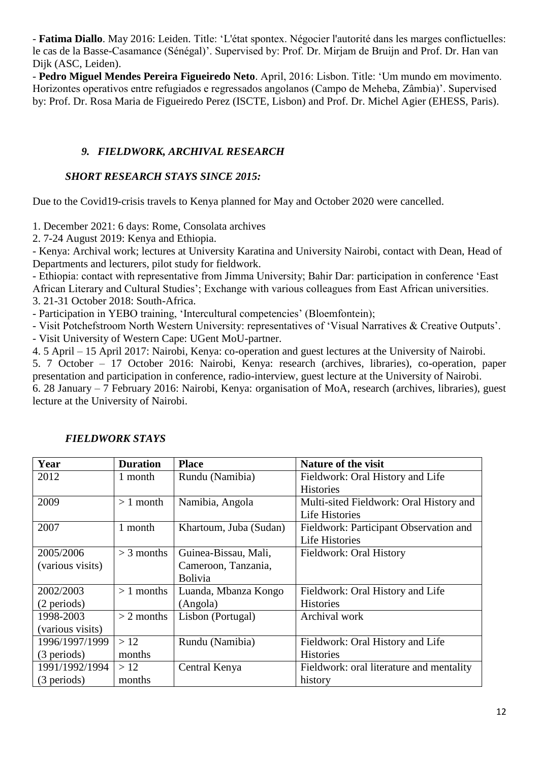- **Fatima Diallo**. May 2016: Leiden. Title: 'L'état spontex. Négocier l'autorité dans les marges conflictuelles: le cas de la Basse-Casamance (Sénégal)'. Supervised by: Prof. Dr. Mirjam de Bruijn and Prof. Dr. Han van Dijk (ASC, Leiden).
- **Pedro Miguel Mendes Pereira Figueiredo Neto**. April, 2016: Lisbon. Title: 'Um mundo em movimento. Horizontes operativos entre refugiados e regressados angolanos (Campo de Meheba, Zâmbia)'. Supervised by: Prof. Dr. Rosa Maria de Figueiredo Perez (ISCTE, Lisbon) and Prof. Dr. Michel Agier (EHESS, Paris).

## *9. FIELDWORK, ARCHIVAL RESEARCH*

### *SHORT RESEARCH STAYS SINCE 2015:*

Due to the Covid19-crisis travels to Kenya planned for May and October 2020 were cancelled.

1. December 2021: 6 days: Rome, Consolata archives
2. 7-24 August 2019: Kenya and Ethiopia.
- Kenya: Archival work; lectures at University Karatina and University Nairobi, contact with Dean, Head of Departments and lecturers, pilot study for fieldwork.
- Ethiopia: contact with representative from Jimma University; Bahir Dar: participation in conference 'East African Literary and Cultural Studies'; Exchange with various colleagues from East African universities.
3. 21-31 October 2018: South-Africa.
- Participation in YEBO training, 'Intercultural competencies' (Bloemfontein);
- Visit Potchefstroom North Western University: representatives of 'Visual Narratives & Creative Outputs'.
- Visit University of Western Cape: UGent MoU-partner.
4. 5 April – 15 April 2017: Nairobi, Kenya: co-operation and guest lectures at the University of Nairobi.
5. 7 October – 17 October 2016: Nairobi, Kenya: research (archives, libraries), co-operation, paper presentation and participation in conference, radio-interview, guest lecture at the University of Nairobi.
6. 28 January – 7 February 2016: Nairobi, Kenya: organisation of MoA, research (archives, libraries), guest lecture at the University of Nairobi.

### *FIELDWORK STAYS*

| Year | Duration | Place | Nature of the visit |
|---|---|---|---|
| 2012 | 1 month | Rundu (Namibia) | Fieldwork: Oral History and Life Histories |
| 2009 | > 1 month | Namibia, Angola | Multi-sited Fieldwork: Oral History and Life Histories |
| 2007 | 1 month | Khartoum, Juba (Sudan) | Fieldwork: Participant Observation and Life Histories |
| 2005/2006 (various visits) | > 3 months | Guinea-Bissau, Mali, Cameroon, Tanzania, Bolivia | Fieldwork: Oral History |
| 2002/2003 (2 periods) | > 1 months | Luanda, Mbanza Kongo (Angola) | Fieldwork: Oral History and Life Histories |
| 1998-2003 (various visits) | > 2 months | Lisbon (Portugal) | Archival work |
| 1996/1997/1999 (3 periods) | > 12 months | Rundu (Namibia) | Fieldwork: Oral History and Life Histories |
| 1991/1992/1994 (3 periods) | > 12 months | Central Kenya | Fieldwork: oral literature and mentality history |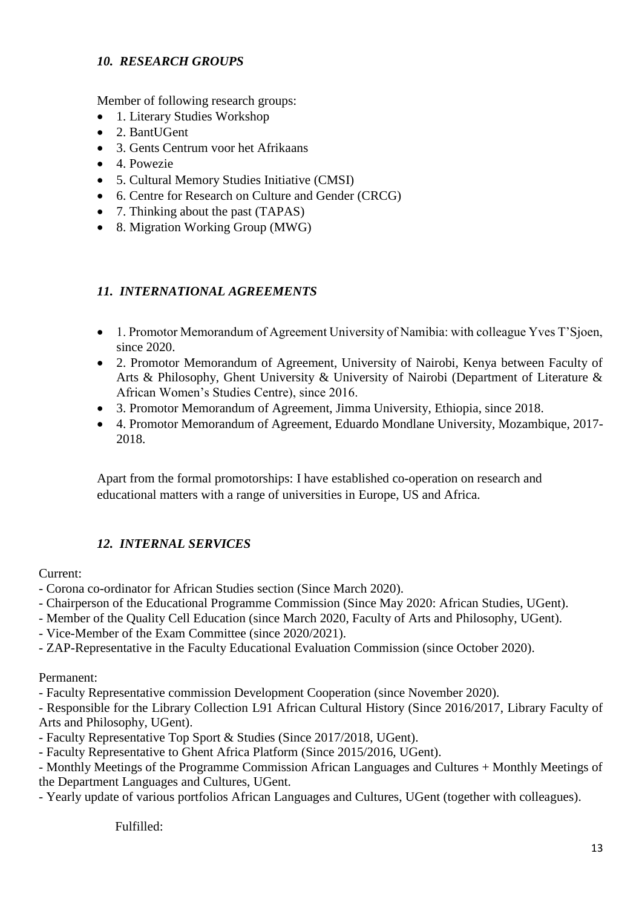### *10. RESEARCH GROUPS*

Member of following research groups:

- 1. Literary Studies Workshop
- 2. BantUGent
- 3. Gents Centrum voor het Afrikaans
- 4. Powezie
- 5. Cultural Memory Studies Initiative (CMSI)
- 6. Centre for Research on Culture and Gender (CRCG)
- 7. Thinking about the past (TAPAS)
- 8. Migration Working Group (MWG)

### *11. INTERNATIONAL AGREEMENTS*

- 1. Promotor Memorandum of Agreement University of Namibia: with colleague Yves T'Sjoen, since 2020.
- 2. Promotor Memorandum of Agreement, University of Nairobi, Kenya between Faculty of Arts & Philosophy, Ghent University & University of Nairobi (Department of Literature & African Women's Studies Centre), since 2016.
- 3. Promotor Memorandum of Agreement, Jimma University, Ethiopia, since 2018.
- 4. Promotor Memorandum of Agreement, Eduardo Mondlane University, Mozambique, 2017-2018.

Apart from the formal promotorships: I have established co-operation on research and educational matters with a range of universities in Europe, US and Africa.

### *12. INTERNAL SERVICES*

Current:

- Corona co-ordinator for African Studies section (Since March 2020).
- Chairperson of the Educational Programme Commission (Since May 2020: African Studies, UGent).
- Member of the Quality Cell Education (since March 2020, Faculty of Arts and Philosophy, UGent).
- Vice-Member of the Exam Committee (since 2020/2021).
- ZAP-Representative in the Faculty Educational Evaluation Commission (since October 2020).

Permanent:

- Faculty Representative commission Development Cooperation (since November 2020).
- Responsible for the Library Collection L91 African Cultural History (Since 2016/2017, Library Faculty of Arts and Philosophy, UGent).
- Faculty Representative Top Sport & Studies (Since 2017/2018, UGent).
- Faculty Representative to Ghent Africa Platform (Since 2015/2016, UGent).
- Monthly Meetings of the Programme Commission African Languages and Cultures + Monthly Meetings of the Department Languages and Cultures, UGent.
- Yearly update of various portfolios African Languages and Cultures, UGent (together with colleagues).

Fulfilled: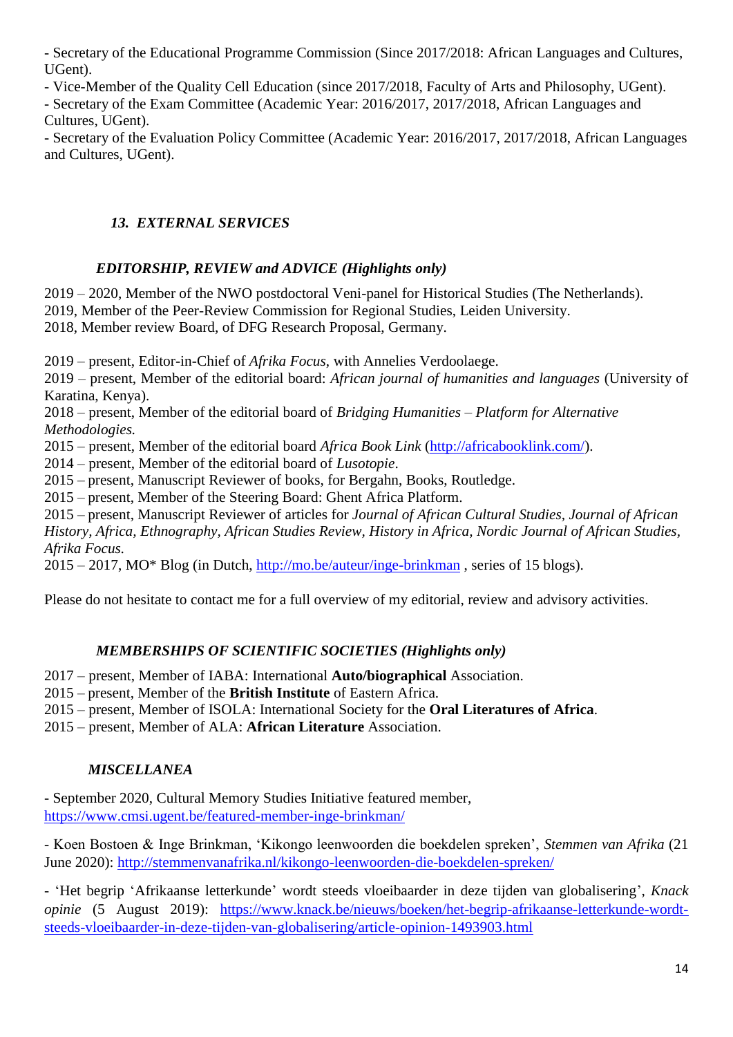- Secretary of the Educational Programme Commission (Since 2017/2018: African Languages and Cultures, UGent).
- Vice-Member of the Quality Cell Education (since 2017/2018, Faculty of Arts and Philosophy, UGent).
- Secretary of the Exam Committee (Academic Year: 2016/2017, 2017/2018, African Languages and Cultures, UGent).
- Secretary of the Evaluation Policy Committee (Academic Year: 2016/2017, 2017/2018, African Languages and Cultures, UGent).

## *13. EXTERNAL SERVICES*

### *EDITORSHIP, REVIEW and ADVICE (Highlights only)*

2019 – 2020, Member of the NWO postdoctoral Veni-panel for Historical Studies (The Netherlands).
2019, Member of the Peer-Review Commission for Regional Studies, Leiden University.
2018, Member review Board, of DFG Research Proposal, Germany.

2019 – present, Editor-in-Chief of *Afrika Focus*, with Annelies Verdoolaege.
2019 – present, Member of the editorial board: *African journal of humanities and languages* (University of Karatina, Kenya).
2018 – present, Member of the editorial board of *Bridging Humanities – Platform for Alternative Methodologies.*
2015 – present, Member of the editorial board *Africa Book Link* (http://africabooklink.com/).
2014 – present, Member of the editorial board of *Lusotopie*.
2015 – present, Manuscript Reviewer of books, for Bergahn, Books, Routledge.
2015 – present, Member of the Steering Board: Ghent Africa Platform.
2015 – present, Manuscript Reviewer of articles for *Journal of African Cultural Studies, Journal of African History, Africa, Ethnography, African Studies Review, History in Africa, Nordic Journal of African Studies, Afrika Focus.*
2015 – 2017, MO* Blog (in Dutch, http://mo.be/auteur/inge-brinkman , series of 15 blogs).

Please do not hesitate to contact me for a full overview of my editorial, review and advisory activities.

### *MEMBERSHIPS OF SCIENTIFIC SOCIETIES (Highlights only)*

2017 – present, Member of IABA: International **Auto/biographical** Association.
2015 – present, Member of the **British Institute** of Eastern Africa.
2015 – present, Member of ISOLA: International Society for the **Oral Literatures of Africa**.
2015 – present, Member of ALA: **African Literature** Association.

### *MISCELLANEA*

- September 2020, Cultural Memory Studies Initiative featured member, https://www.cmsi.ugent.be/featured-member-inge-brinkman/

- Koen Bostoen & Inge Brinkman, 'Kikongo leenwoorden die boekdelen spreken', *Stemmen van Afrika* (21 June 2020): http://stemmenvanafrika.nl/kikongo-leenwoorden-die-boekdelen-spreken/

- 'Het begrip 'Afrikaanse letterkunde' wordt steeds vloeibaarder in deze tijden van globalisering', *Knack opinie* (5 August 2019): https://www.knack.be/nieuws/boeken/het-begrip-afrikaanse-letterkunde-wordt-steeds-vloeibaarder-in-deze-tijden-van-globalisering/article-opinion-1493903.html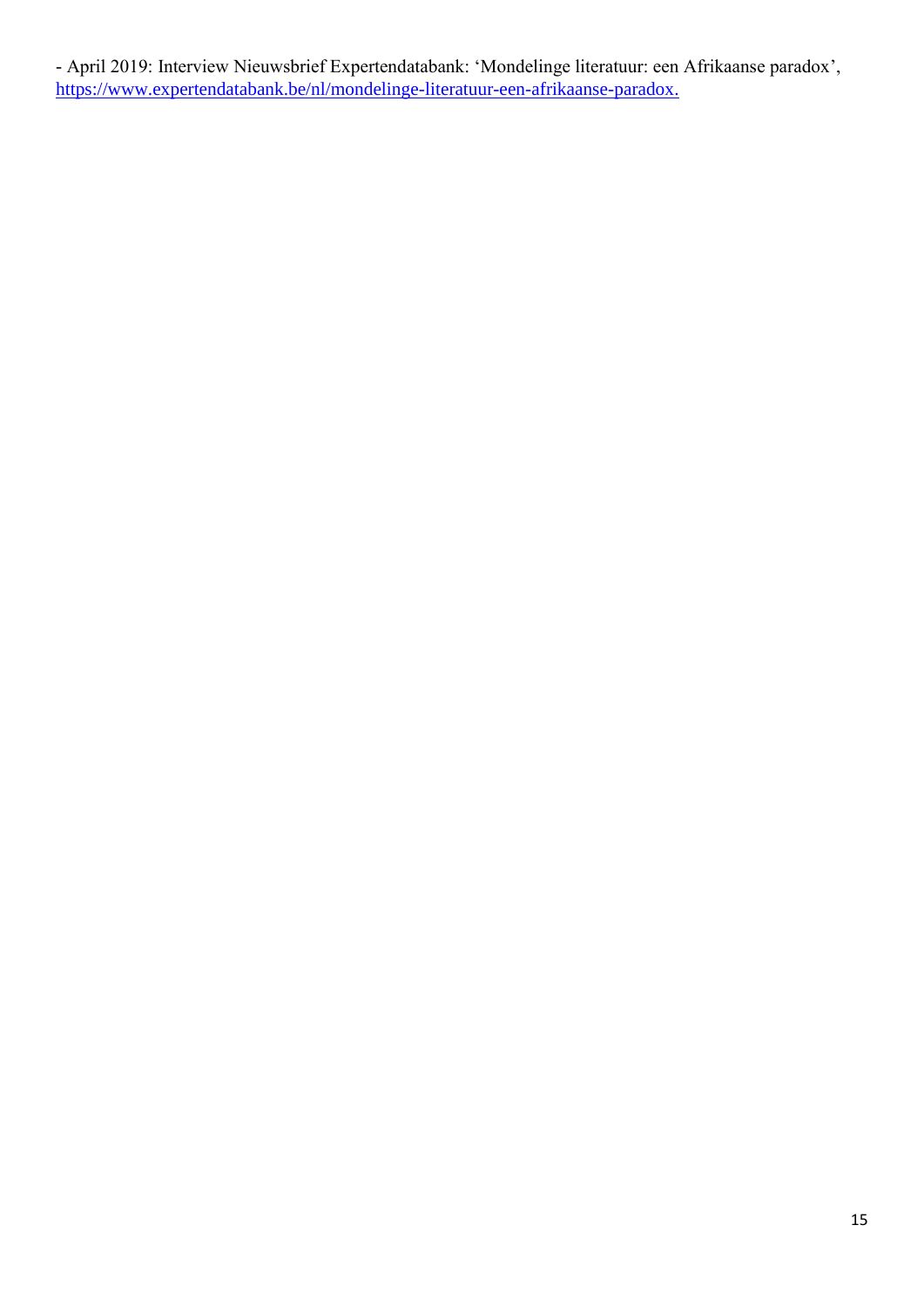- April 2019: Interview Nieuwsbrief Expertendatabank: 'Mondelinge literatuur: een Afrikaanse paradox', https://www.expertendatabank.be/nl/mondelinge-literatuur-een-afrikaanse-paradox.